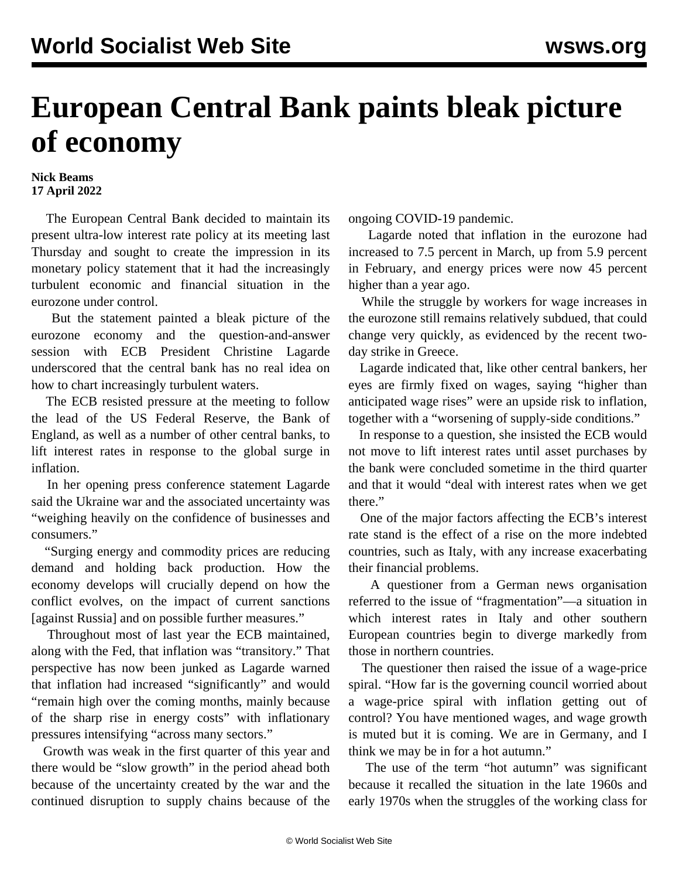# European Central Bank paints bleak picture of economy

**Nick Beams**
**17 April 2022**

The European Central Bank decided to maintain its present ultra-low interest rate policy at its meeting last Thursday and sought to create the impression in its monetary policy statement that it had the increasingly turbulent economic and financial situation in the eurozone under control.

But the statement painted a bleak picture of the eurozone economy and the question-and-answer session with ECB President Christine Lagarde underscored that the central bank has no real idea on how to chart increasingly turbulent waters.

The ECB resisted pressure at the meeting to follow the lead of the US Federal Reserve, the Bank of England, as well as a number of other central banks, to lift interest rates in response to the global surge in inflation.

In her opening press conference statement Lagarde said the Ukraine war and the associated uncertainty was "weighing heavily on the confidence of businesses and consumers."

"Surging energy and commodity prices are reducing demand and holding back production. How the economy develops will crucially depend on how the conflict evolves, on the impact of current sanctions [against Russia] and on possible further measures."

Throughout most of last year the ECB maintained, along with the Fed, that inflation was "transitory." That perspective has now been junked as Lagarde warned that inflation had increased "significantly" and would "remain high over the coming months, mainly because of the sharp rise in energy costs" with inflationary pressures intensifying "across many sectors."

Growth was weak in the first quarter of this year and there would be "slow growth" in the period ahead both because of the uncertainty created by the war and the continued disruption to supply chains because of the ongoing COVID-19 pandemic.

Lagarde noted that inflation in the eurozone had increased to 7.5 percent in March, up from 5.9 percent in February, and energy prices were now 45 percent higher than a year ago.

While the struggle by workers for wage increases in the eurozone still remains relatively subdued, that could change very quickly, as evidenced by the recent two-day strike in Greece.

Lagarde indicated that, like other central bankers, her eyes are firmly fixed on wages, saying "higher than anticipated wage rises" were an upside risk to inflation, together with a "worsening of supply-side conditions."

In response to a question, she insisted the ECB would not move to lift interest rates until asset purchases by the bank were concluded sometime in the third quarter and that it would "deal with interest rates when we get there."

One of the major factors affecting the ECB's interest rate stand is the effect of a rise on the more indebted countries, such as Italy, with any increase exacerbating their financial problems.

A questioner from a German news organisation referred to the issue of "fragmentation"—a situation in which interest rates in Italy and other southern European countries begin to diverge markedly from those in northern countries.

The questioner then raised the issue of a wage-price spiral. "How far is the governing council worried about a wage-price spiral with inflation getting out of control? You have mentioned wages, and wage growth is muted but it is coming. We are in Germany, and I think we may be in for a hot autumn."

The use of the term "hot autumn" was significant because it recalled the situation in the late 1960s and early 1970s when the struggles of the working class for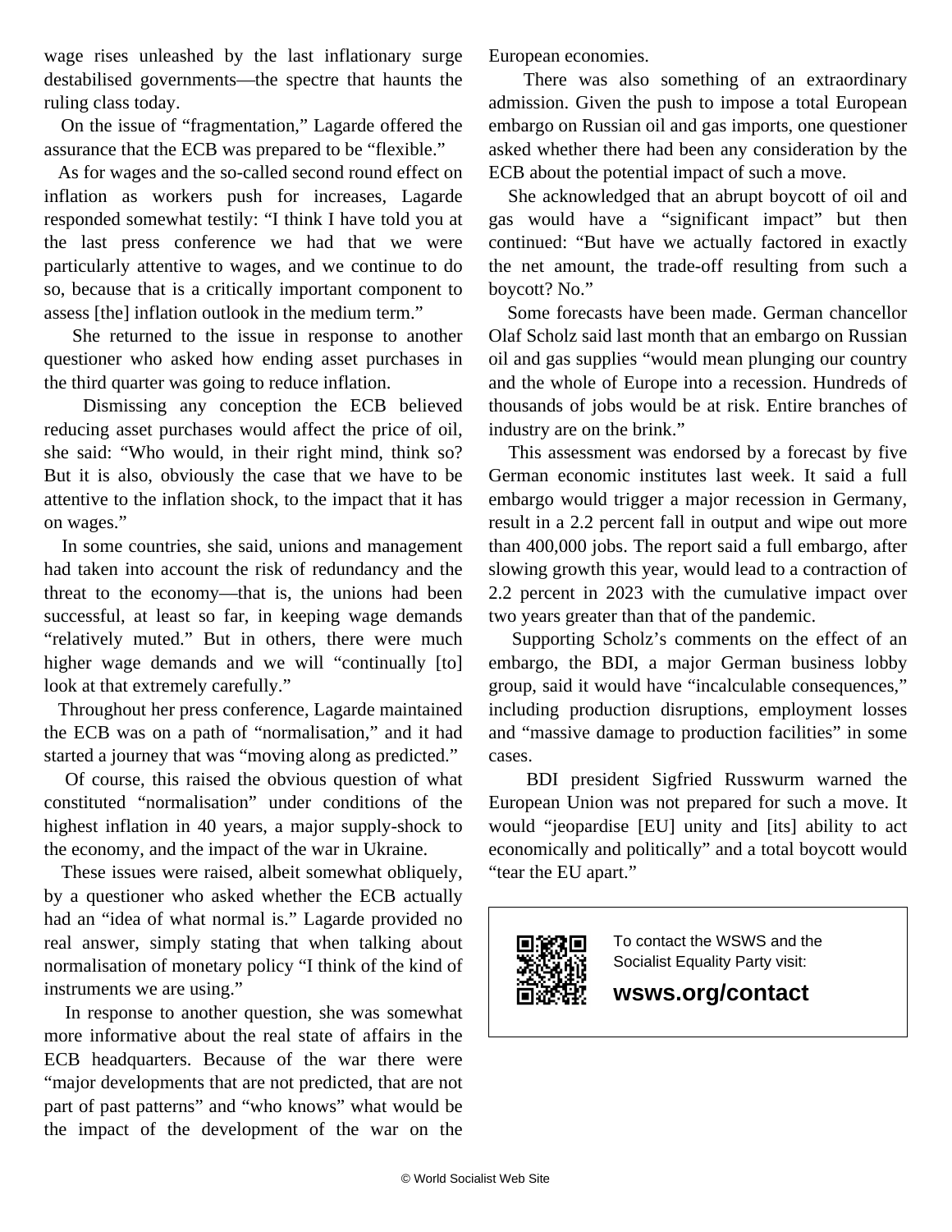wage rises unleashed by the last inflationary surge destabilised governments—the spectre that haunts the ruling class today.

On the issue of "fragmentation," Lagarde offered the assurance that the ECB was prepared to be "flexible."

As for wages and the so-called second round effect on inflation as workers push for increases, Lagarde responded somewhat testily: "I think I have told you at the last press conference we had that we were particularly attentive to wages, and we continue to do so, because that is a critically important component to assess [the] inflation outlook in the medium term."

She returned to the issue in response to another questioner who asked how ending asset purchases in the third quarter was going to reduce inflation.

Dismissing any conception the ECB believed reducing asset purchases would affect the price of oil, she said: "Who would, in their right mind, think so? But it is also, obviously the case that we have to be attentive to the inflation shock, to the impact that it has on wages."

In some countries, she said, unions and management had taken into account the risk of redundancy and the threat to the economy—that is, the unions had been successful, at least so far, in keeping wage demands "relatively muted." But in others, there were much higher wage demands and we will "continually [to] look at that extremely carefully."

Throughout her press conference, Lagarde maintained the ECB was on a path of "normalisation," and it had started a journey that was "moving along as predicted."

Of course, this raised the obvious question of what constituted "normalisation" under conditions of the highest inflation in 40 years, a major supply-shock to the economy, and the impact of the war in Ukraine.

These issues were raised, albeit somewhat obliquely, by a questioner who asked whether the ECB actually had an "idea of what normal is." Lagarde provided no real answer, simply stating that when talking about normalisation of monetary policy "I think of the kind of instruments we are using."

In response to another question, she was somewhat more informative about the real state of affairs in the ECB headquarters. Because of the war there were "major developments that are not predicted, that are not part of past patterns" and "who knows" what would be the impact of the development of the war on the European economies.

There was also something of an extraordinary admission. Given the push to impose a total European embargo on Russian oil and gas imports, one questioner asked whether there had been any consideration by the ECB about the potential impact of such a move.

She acknowledged that an abrupt boycott of oil and gas would have a "significant impact" but then continued: "But have we actually factored in exactly the net amount, the trade-off resulting from such a boycott? No."

Some forecasts have been made. German chancellor Olaf Scholz said last month that an embargo on Russian oil and gas supplies "would mean plunging our country and the whole of Europe into a recession. Hundreds of thousands of jobs would be at risk. Entire branches of industry are on the brink."

This assessment was endorsed by a forecast by five German economic institutes last week. It said a full embargo would trigger a major recession in Germany, result in a 2.2 percent fall in output and wipe out more than 400,000 jobs. The report said a full embargo, after slowing growth this year, would lead to a contraction of 2.2 percent in 2023 with the cumulative impact over two years greater than that of the pandemic.

Supporting Scholz's comments on the effect of an embargo, the BDI, a major German business lobby group, said it would have "incalculable consequences," including production disruptions, employment losses and "massive damage to production facilities" in some cases.

BDI president Sigfried Russwurm warned the European Union was not prepared for such a move. It would "jeopardise [EU] unity and [its] ability to act economically and politically" and a total boycott would "tear the EU apart."

To contact the WSWS and the Socialist Equality Party visit:

**wsws.org/contact**